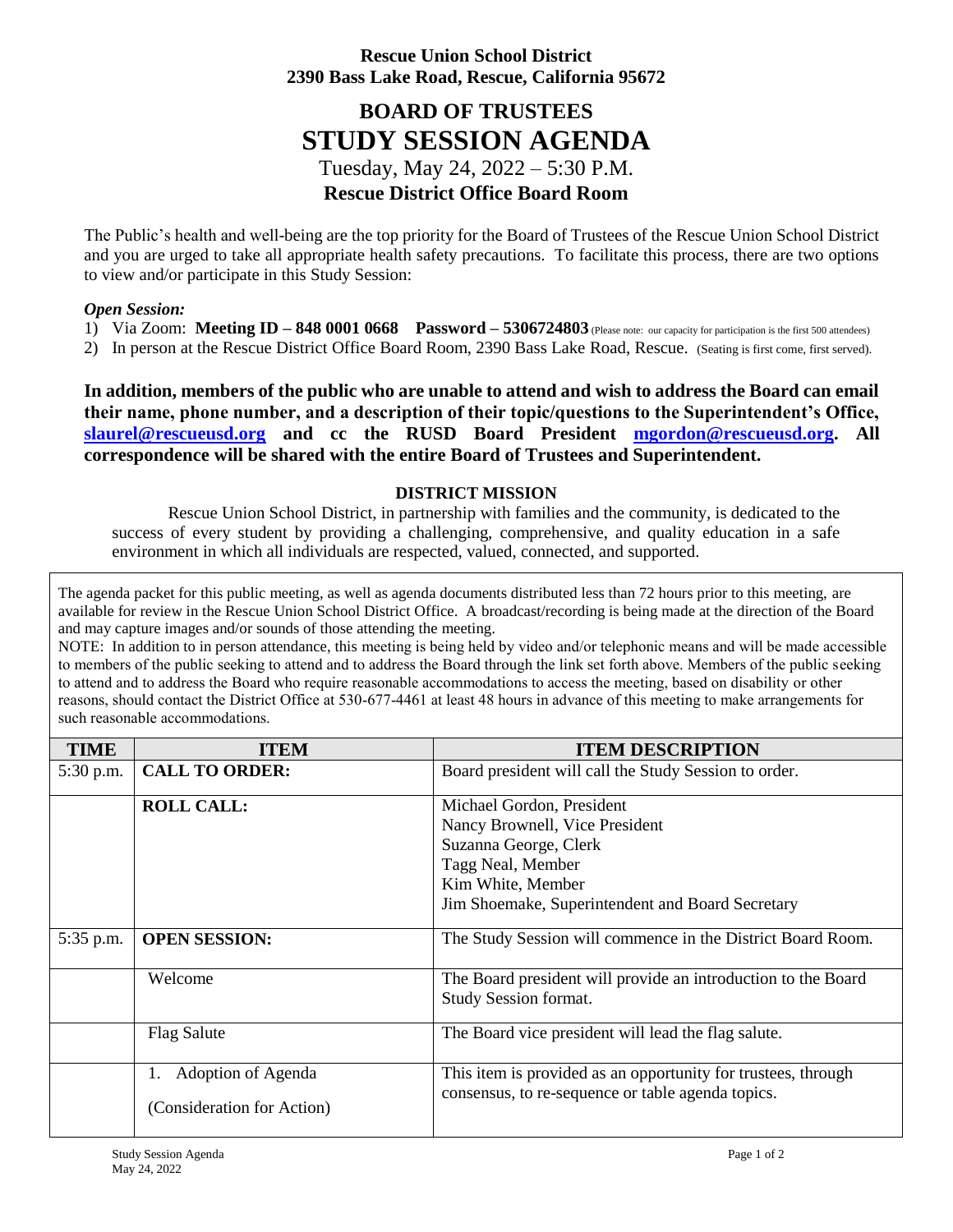**Rescue Union School District**
**2390 Bass Lake Road, Rescue, California 95672**

# BOARD OF TRUSTEES
# STUDY SESSION AGENDA

Tuesday, May 24, 2022 – 5:30 P.M.

**Rescue District Office Board Room**

The Public's health and well-being are the top priority for the Board of Trustees of the Rescue Union School District and you are urged to take all appropriate health safety precautions. To facilitate this process, there are two options to view and/or participate in this Study Session:

***Open Session:***

1) Via Zoom: **Meeting ID – 848 0001 0668 Password – 5306724803** (Please note: our capacity for participation is the first 500 attendees)
2) In person at the Rescue District Office Board Room, 2390 Bass Lake Road, Rescue. (Seating is first come, first served).

**In addition, members of the public who are unable to attend and wish to address the Board can email their name, phone number, and a description of their topic/questions to the Superintendent's Office, [slaurel@rescueusd.org](mailto:slaurel@rescueusd.org) and cc the RUSD Board President [mgordon@rescueusd.org](mailto:mgordon@rescueusd.org). All correspondence will be shared with the entire Board of Trustees and Superintendent.**

## DISTRICT MISSION

Rescue Union School District, in partnership with families and the community, is dedicated to the success of every student by providing a challenging, comprehensive, and quality education in a safe environment in which all individuals are respected, valued, connected, and supported.

The agenda packet for this public meeting, as well as agenda documents distributed less than 72 hours prior to this meeting, are available for review in the Rescue Union School District Office. A broadcast/recording is being made at the direction of the Board and may capture images and/or sounds of those attending the meeting.

NOTE: In addition to in person attendance, this meeting is being held by video and/or telephonic means and will be made accessible to members of the public seeking to attend and to address the Board through the link set forth above. Members of the public seeking to attend and to address the Board who require reasonable accommodations to access the meeting, based on disability or other reasons, should contact the District Office at 530-677-4461 at least 48 hours in advance of this meeting to make arrangements for such reasonable accommodations.

| TIME | ITEM | ITEM DESCRIPTION |
|---|---|---|
| 5:30 p.m. | **CALL TO ORDER:** | Board president will call the Study Session to order. |
| | **ROLL CALL:** | Michael Gordon, President<br>Nancy Brownell, Vice President<br>Suzanna George, Clerk<br>Tagg Neal, Member<br>Kim White, Member<br>Jim Shoemake, Superintendent and Board Secretary |
| 5:35 p.m. | **OPEN SESSION:** | The Study Session will commence in the District Board Room. |
| | Welcome | The Board president will provide an introduction to the Board Study Session format. |
| | Flag Salute | The Board vice president will lead the flag salute. |
| | 1. Adoption of Agenda<br><br>(Consideration for Action) | This item is provided as an opportunity for trustees, through consensus, to re-sequence or table agenda topics. |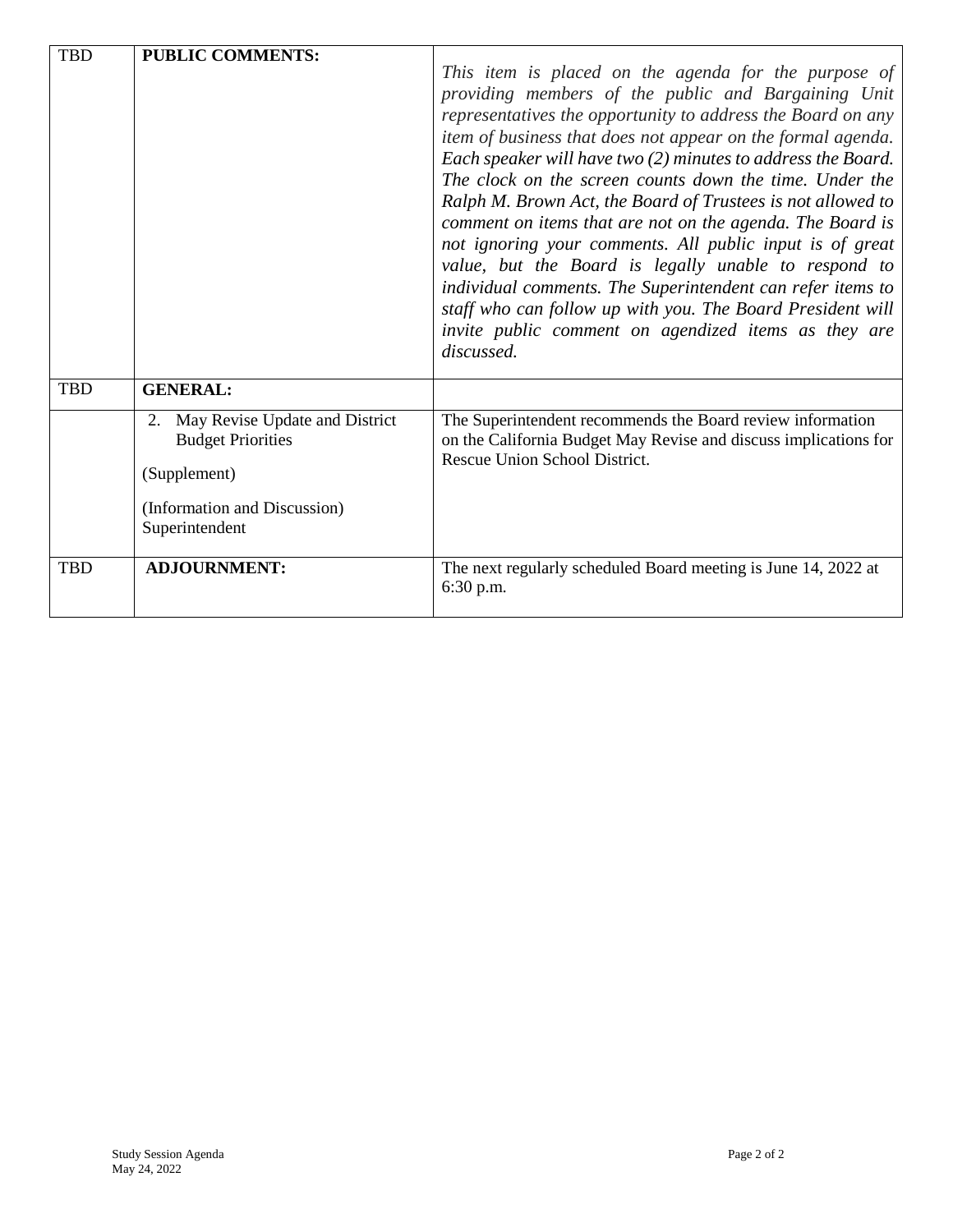| | | |
|---|---|---|
| TBD | **PUBLIC COMMENTS:** | *This item is placed on the agenda for the purpose of providing members of the public and Bargaining Unit representatives the opportunity to address the Board on any item of business that does not appear on the formal agenda. Each speaker will have two (2) minutes to address the Board. The clock on the screen counts down the time. Under the Ralph M. Brown Act, the Board of Trustees is not allowed to comment on items that are not on the agenda. The Board is not ignoring your comments. All public input is of great value, but the Board is legally unable to respond to individual comments. The Superintendent can refer items to staff who can follow up with you. The Board President will invite public comment on agendized items as they are discussed.* |
| TBD | **GENERAL:** | |
| | 2. May Revise Update and District Budget Priorities<br><br>(Supplement)<br><br>(Information and Discussion)<br>Superintendent | The Superintendent recommends the Board review information on the California Budget May Revise and discuss implications for Rescue Union School District. |
| TBD | **ADJOURNMENT:** | The next regularly scheduled Board meeting is June 14, 2022 at 6:30 p.m. |